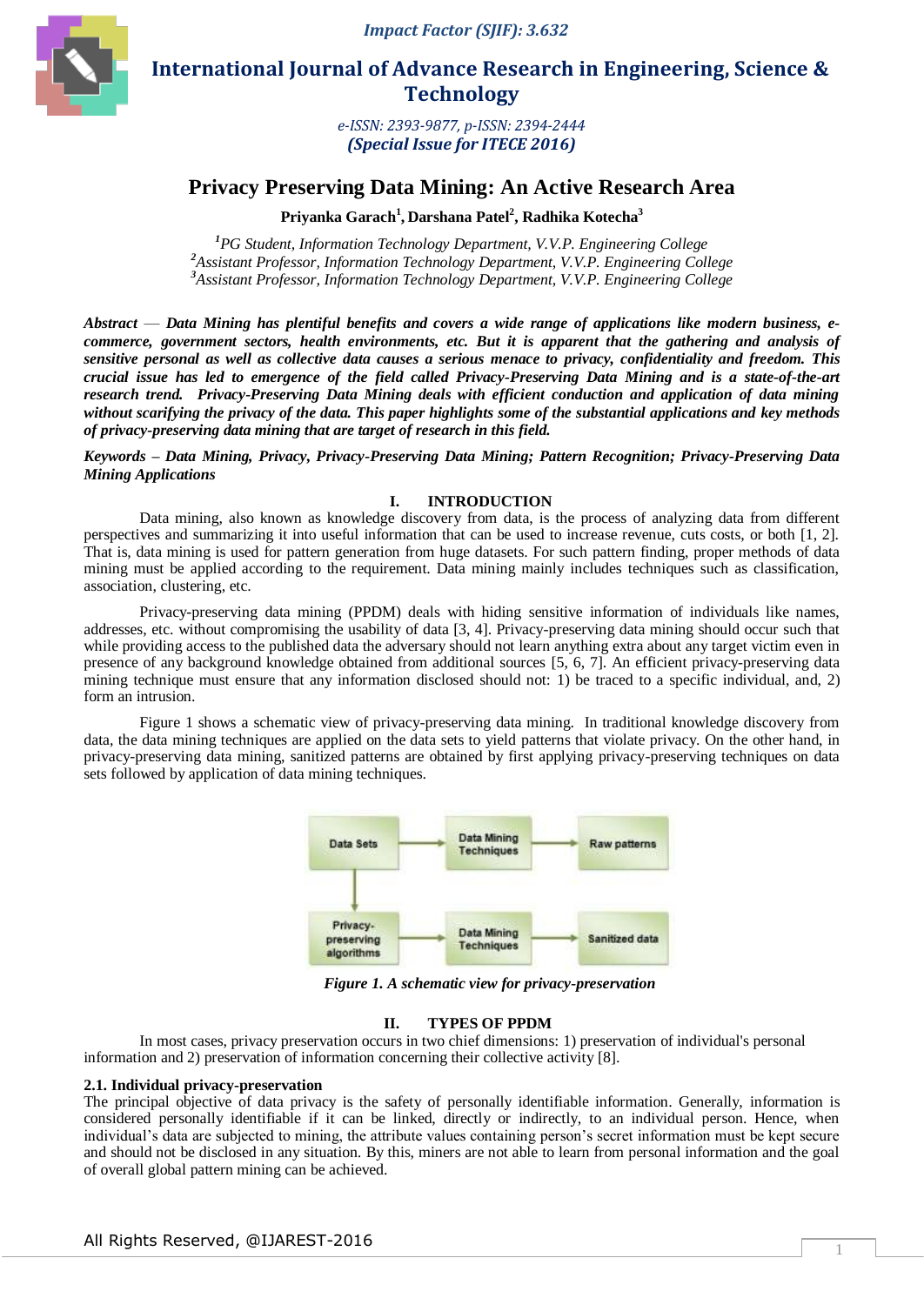# Privacy Preserving Data Mining: An Active Research Area

**Priyanka Garach[1], Darshana Patel[2], Radhika Kotecha[3]**

*[1]PG Student, Information Technology Department, V.V.P. Engineering College*
*[2]Assistant Professor, Information Technology Department, V.V.P. Engineering College*
*[3]Assistant Professor, Information Technology Department, V.V.P. Engineering College*

***Abstract* — Data Mining has plentiful benefits and covers a wide range of applications like modern business, e-commerce, government sectors, health environments, etc. But it is apparent that the gathering and analysis of sensitive personal as well as collective data causes a serious menace to privacy, confidentiality and freedom. This crucial issue has led to emergence of the field called Privacy-Preserving Data Mining and is a state-of-the-art research trend. Privacy-Preserving Data Mining deals with efficient conduction and application of data mining without scarifying the privacy of the data. This paper highlights some of the substantial applications and key methods of privacy-preserving data mining that are target of research in this field.**

***Keywords* – Data Mining, Privacy, Privacy-Preserving Data Mining; Pattern Recognition; Privacy-Preserving Data Mining Applications**

## I. INTRODUCTION

Data mining, also known as knowledge discovery from data, is the process of analyzing data from different perspectives and summarizing it into useful information that can be used to increase revenue, cuts costs, or both [1, 2]. That is, data mining is used for pattern generation from huge datasets. For such pattern finding, proper methods of data mining must be applied according to the requirement. Data mining mainly includes techniques such as classification, association, clustering, etc.

Privacy-preserving data mining (PPDM) deals with hiding sensitive information of individuals like names, addresses, etc. without compromising the usability of data [3, 4]. Privacy-preserving data mining should occur such that while providing access to the published data the adversary should not learn anything extra about any target victim even in presence of any background knowledge obtained from additional sources [5, 6, 7]. An efficient privacy-preserving data mining technique must ensure that any information disclosed should not: 1) be traced to a specific individual, and, 2) form an intrusion.

Figure 1 shows a schematic view of privacy-preserving data mining. In traditional knowledge discovery from data, the data mining techniques are applied on the data sets to yield patterns that violate privacy. On the other hand, in privacy-preserving data mining, sanitized patterns are obtained by first applying privacy-preserving techniques on data sets followed by application of data mining techniques.

Data Sets → Data Mining Techniques → Raw patterns
Data Sets ↓ Privacy-preserving algorithms → Data Mining Techniques → Sanitized data

*Figure 1. A schematic view for privacy-preservation*

## II. TYPES OF PPDM

In most cases, privacy preservation occurs in two chief dimensions: 1) preservation of individual's personal information and 2) preservation of information concerning their collective activity [8].

### 2.1. Individual privacy-preservation

The principal objective of data privacy is the safety of personally identifiable information. Generally, information is considered personally identifiable if it can be linked, directly or indirectly, to an individual person. Hence, when individual's data are subjected to mining, the attribute values containing person's secret information must be kept secure and should not be disclosed in any situation. By this, miners are not able to learn from personal information and the goal of overall global pattern mining can be achieved.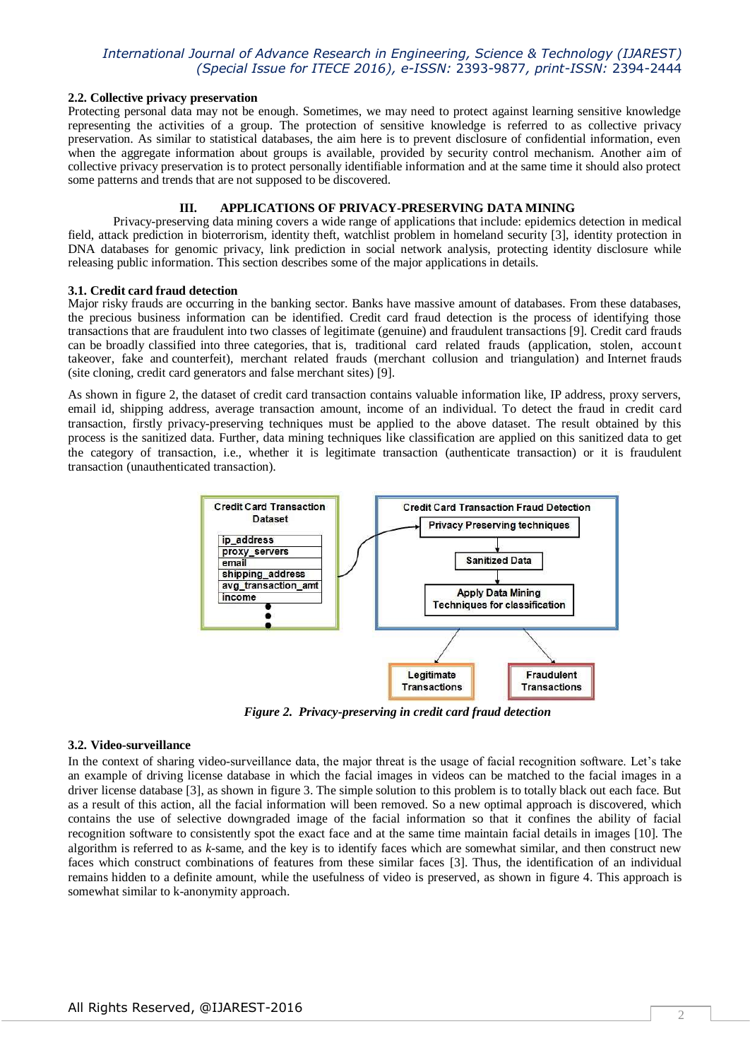### 2.2. Collective privacy preservation

Protecting personal data may not be enough. Sometimes, we may need to protect against learning sensitive knowledge representing the activities of a group. The protection of sensitive knowledge is referred to as collective privacy preservation. As similar to statistical databases, the aim here is to prevent disclosure of confidential information, even when the aggregate information about groups is available, provided by security control mechanism. Another aim of collective privacy preservation is to protect personally identifiable information and at the same time it should also protect some patterns and trends that are not supposed to be discovered.

## III. APPLICATIONS OF PRIVACY-PRESERVING DATA MINING

Privacy-preserving data mining covers a wide range of applications that include: epidemics detection in medical field, attack prediction in bioterrorism, identity theft, watchlist problem in homeland security [3], identity protection in DNA databases for genomic privacy, link prediction in social network analysis, protecting identity disclosure while releasing public information. This section describes some of the major applications in details.

### 3.1. Credit card fraud detection

Major risky frauds are occurring in the banking sector. Banks have massive amount of databases. From these databases, the precious business information can be identified. Credit card fraud detection is the process of identifying those transactions that are fraudulent into two classes of legitimate (genuine) and fraudulent transactions [9]. Credit card frauds can be broadly classified into three categories, that is, traditional card related frauds (application, stolen, account takeover, fake and counterfeit), merchant related frauds (merchant collusion and triangulation) and Internet frauds (site cloning, credit card generators and false merchant sites) [9].

As shown in figure 2, the dataset of credit card transaction contains valuable information like, IP address, proxy servers, email id, shipping address, average transaction amount, income of an individual. To detect the fraud in credit card transaction, firstly privacy-preserving techniques must be applied to the above dataset. The result obtained by this process is the sanitized data. Further, data mining techniques like classification are applied on this sanitized data to get the category of transaction, i.e., whether it is legitimate transaction (authenticate transaction) or it is fraudulent transaction (unauthenticated transaction).

Credit Card Transaction Dataset: ip_address, proxy_servers, email, shipping_address, avg_transaction_amt, income, ...

Credit Card Transaction Fraud Detection: Privacy Preserving techniques → Sanitized Data → Apply Data Mining Techniques for classification → Legitimate Transactions / Fraudulent Transactions

*Figure 2. Privacy-preserving in credit card fraud detection*

### 3.2. Video-surveillance

In the context of sharing video-surveillance data, the major threat is the usage of facial recognition software. Let's take an example of driving license database in which the facial images in videos can be matched to the facial images in a driver license database [3], as shown in figure 3. The simple solution to this problem is to totally black out each face. But as a result of this action, all the facial information will been removed. So a new optimal approach is discovered, which contains the use of selective downgraded image of the facial information so that it confines the ability of facial recognition software to consistently spot the exact face and at the same time maintain facial details in images [10]. The algorithm is referred to as *k*-same, and the key is to identify faces which are somewhat similar, and then construct new faces which construct combinations of features from these similar faces [3]. Thus, the identification of an individual remains hidden to a definite amount, while the usefulness of video is preserved, as shown in figure 4. This approach is somewhat similar to k-anonymity approach.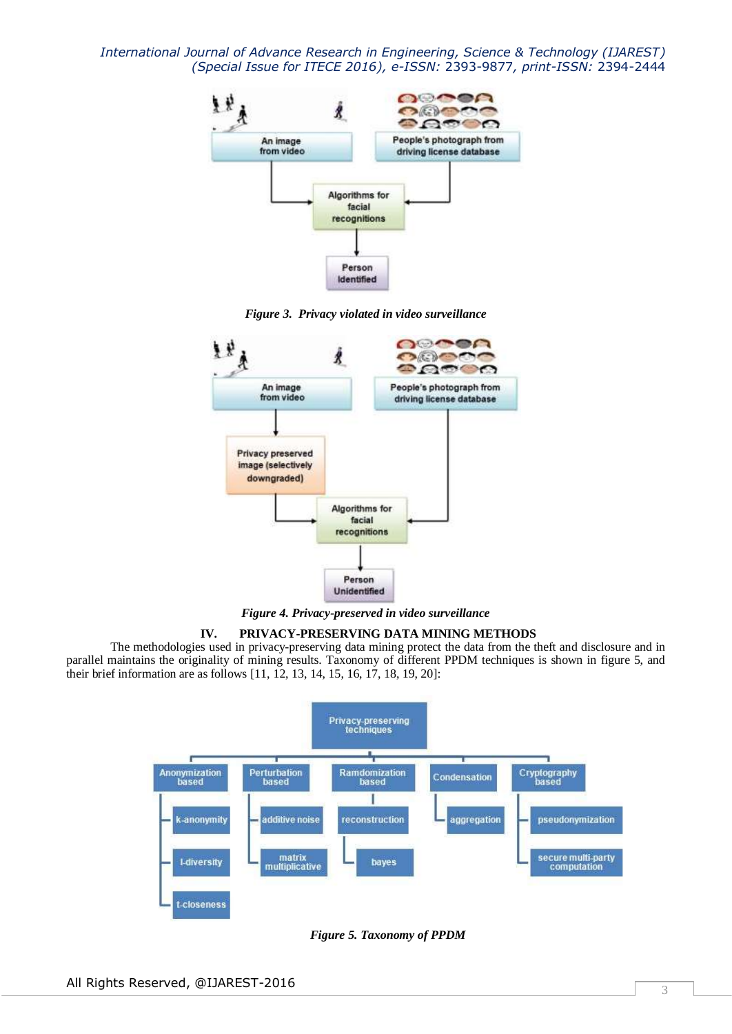*Figure 3. Privacy violated in video surveillance*

*Figure 4. Privacy-preserved in video surveillance*

## IV. PRIVACY-PRESERVING DATA MINING METHODS

The methodologies used in privacy-preserving data mining protect the data from the theft and disclosure and in parallel maintains the originality of mining results. Taxonomy of different PPDM techniques is shown in figure 5, and their brief information are as follows [11, 12, 13, 14, 15, 16, 17, 18, 19, 20]:

*Figure 5. Taxonomy of PPDM*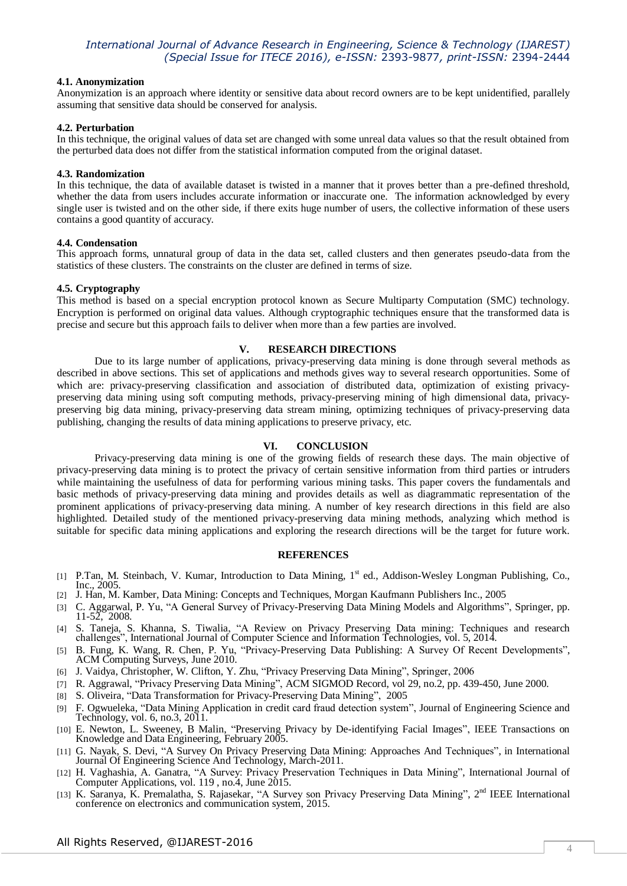### 4.1. Anonymization

Anonymization is an approach where identity or sensitive data about record owners are to be kept unidentified, parallely assuming that sensitive data should be conserved for analysis.

### 4.2. Perturbation

In this technique, the original values of data set are changed with some unreal data values so that the result obtained from the perturbed data does not differ from the statistical information computed from the original dataset.

### 4.3. Randomization

In this technique, the data of available dataset is twisted in a manner that it proves better than a pre-defined threshold, whether the data from users includes accurate information or inaccurate one. The information acknowledged by every single user is twisted and on the other side, if there exits huge number of users, the collective information of these users contains a good quantity of accuracy.

### 4.4. Condensation

This approach forms, unnatural group of data in the data set, called clusters and then generates pseudo-data from the statistics of these clusters. The constraints on the cluster are defined in terms of size.

### 4.5. Cryptography

This method is based on a special encryption protocol known as Secure Multiparty Computation (SMC) technology. Encryption is performed on original data values. Although cryptographic techniques ensure that the transformed data is precise and secure but this approach fails to deliver when more than a few parties are involved.

## V. RESEARCH DIRECTIONS

Due to its large number of applications, privacy-preserving data mining is done through several methods as described in above sections. This set of applications and methods gives way to several research opportunities. Some of which are: privacy-preserving classification and association of distributed data, optimization of existing privacy-preserving data mining using soft computing methods, privacy-preserving mining of high dimensional data, privacy-preserving big data mining, privacy-preserving data stream mining, optimizing techniques of privacy-preserving data publishing, changing the results of data mining applications to preserve privacy, etc.

## VI. CONCLUSION

Privacy-preserving data mining is one of the growing fields of research these days. The main objective of privacy-preserving data mining is to protect the privacy of certain sensitive information from third parties or intruders while maintaining the usefulness of data for performing various mining tasks. This paper covers the fundamentals and basic methods of privacy-preserving data mining and provides details as well as diagrammatic representation of the prominent applications of privacy-preserving data mining. A number of key research directions in this field are also highlighted. Detailed study of the mentioned privacy-preserving data mining methods, analyzing which method is suitable for specific data mining applications and exploring the research directions will be the target for future work.

## REFERENCES

[1] P.Tan, M. Steinbach, V. Kumar, Introduction to Data Mining, 1st ed., Addison-Wesley Longman Publishing, Co., Inc., 2005.

[2] J. Han, M. Kamber, Data Mining: Concepts and Techniques, Morgan Kaufmann Publishers Inc., 2005

[3] C. Aggarwal, P. Yu, "A General Survey of Privacy-Preserving Data Mining Models and Algorithms", Springer, pp. 11-52, 2008.

[4] S. Taneja, S. Khanna, S. Tiwalia, "A Review on Privacy Preserving Data mining: Techniques and research challenges", International Journal of Computer Science and Information Technologies, vol. 5, 2014.

[5] B. Fung, K. Wang, R. Chen, P. Yu, "Privacy-Preserving Data Publishing: A Survey Of Recent Developments", ACM Computing Surveys, June 2010.

[6] J. Vaidya, Christopher, W. Clifton, Y. Zhu, "Privacy Preserving Data Mining", Springer, 2006

[7] R. Aggrawal, "Privacy Preserving Data Mining", ACM SIGMOD Record, vol 29, no.2, pp. 439-450, June 2000.

[8] S. Oliveira, "Data Transformation for Privacy-Preserving Data Mining", 2005

[9] F. Ogwueleka, "Data Mining Application in credit card fraud detection system", Journal of Engineering Science and Technology, vol. 6, no.3, 2011.

[10] E. Newton, L. Sweeney, B Malin, "Preserving Privacy by De-identifying Facial Images", IEEE Transactions on Knowledge and Data Engineering, February 2005.

[11] G. Nayak, S. Devi, "A Survey On Privacy Preserving Data Mining: Approaches And Techniques", in International Journal Of Engineering Science And Technology, March-2011.

[12] H. Vaghashia, A. Ganatra, "A Survey: Privacy Preservation Techniques in Data Mining", International Journal of Computer Applications, vol. 119 , no.4, June 2015.

[13] K. Saranya, K. Premalatha, S. Rajasekar, "A Survey son Privacy Preserving Data Mining", 2nd IEEE International conference on electronics and communication system, 2015.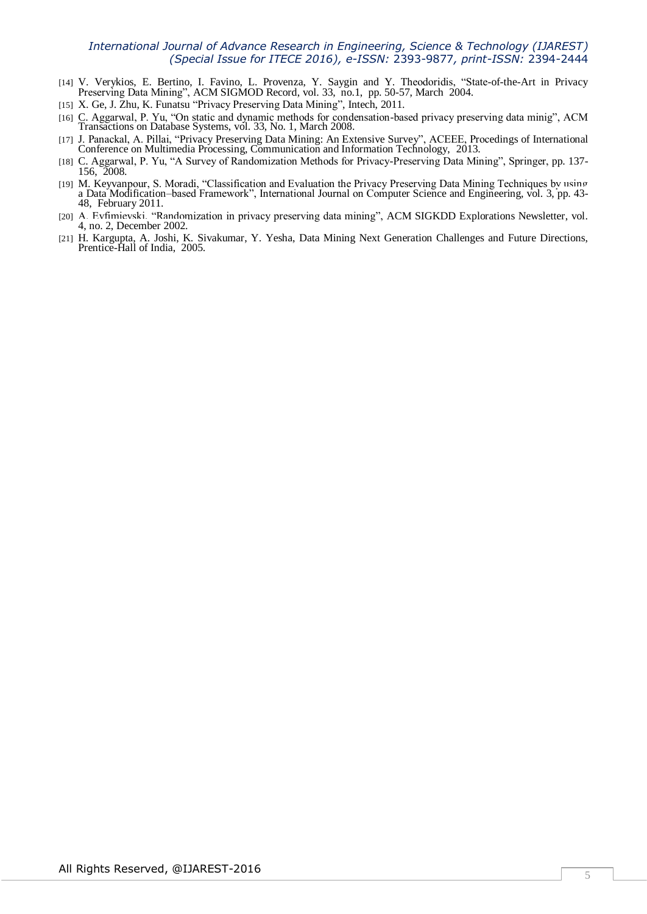[14] V. Verykios, E. Bertino, I. Favino, L. Provenza, Y. Saygin and Y. Theodoridis, “State-of-the-Art in Privacy Preserving Data Mining”, ACM SIGMOD Record, vol. 33, no.1, pp. 50-57, March 2004.

[15] X. Ge, J. Zhu, K. Funatsu “Privacy Preserving Data Mining”, Intech, 2011.

[16] C. Aggarwal, P. Yu, “On static and dynamic methods for condensation-based privacy preserving data minig”, ACM Transactions on Database Systems, vol. 33, No. 1, March 2008.

[17] J. Panackal, A. Pillai, “Privacy Preserving Data Mining: An Extensive Survey”, ACEEE, Procedings of International Conference on Multimedia Processing, Communication and Information Technology, 2013.

[18] C. Aggarwal, P. Yu, “A Survey of Randomization Methods for Privacy-Preserving Data Mining”, Springer, pp. 137-156, 2008.

[19] M. Keyvanpour, S. Moradi, “Classification and Evaluation the Privacy Preserving Data Mining Techniques by using a Data Modification–based Framework”, International Journal on Computer Science and Engineering, vol. 3, pp. 43-48, February 2011.

[20] A. Evfimievski, “Randomization in privacy preserving data mining”, ACM SIGKDD Explorations Newsletter, vol. 4, no. 2, December 2002.

[21] H. Kargupta, A. Joshi, K. Sivakumar, Y. Yesha, Data Mining Next Generation Challenges and Future Directions, Prentice-Hall of India, 2005.